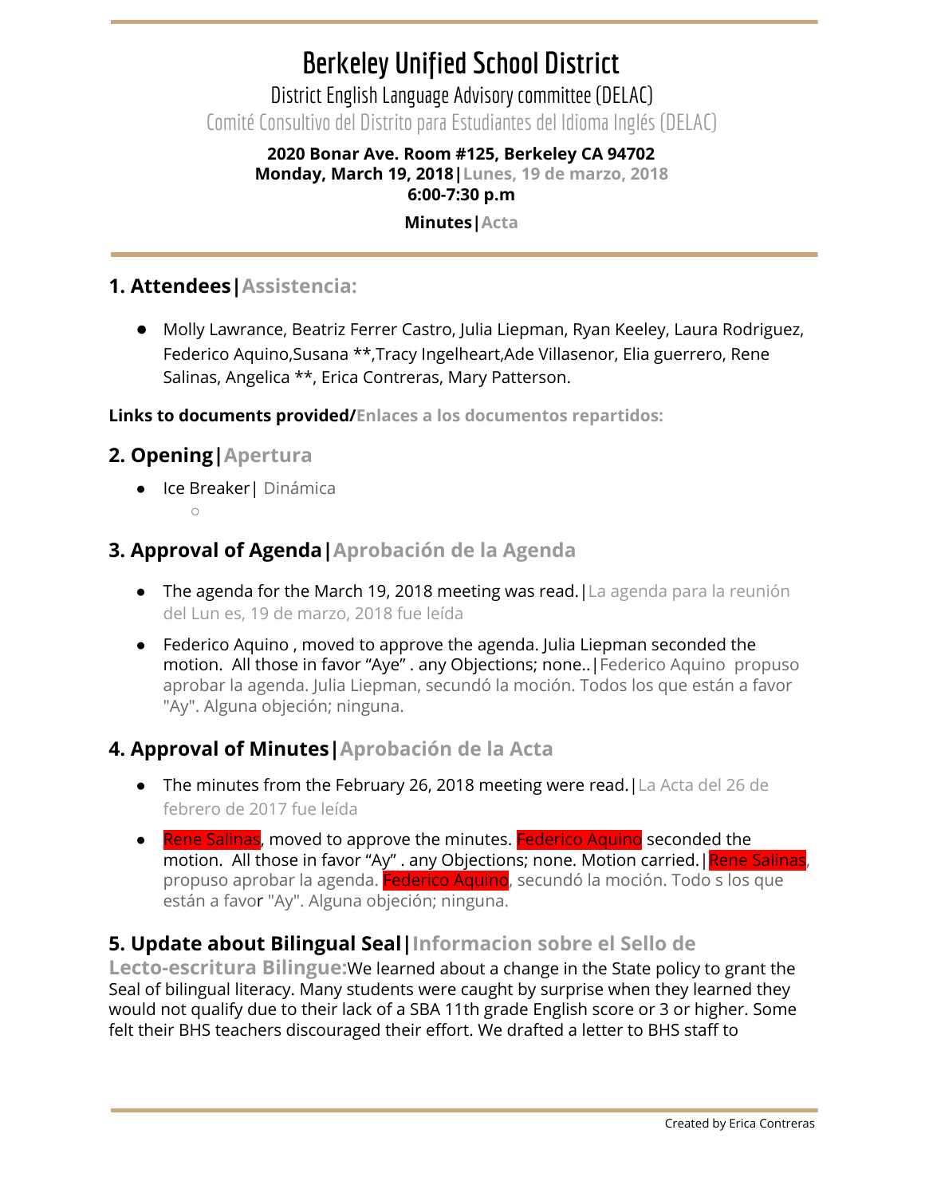# Berkeley Unified School District

District English Language Advisory committee (DELAC)

Comité Consultivo del Distrito para Estudiantes del Idioma Inglés (DELAC)

**2020 Bonar Ave. Room #125, Berkeley CA 94702**
**Monday, March 19, 2018|Lunes, 19 de marzo, 2018**
**6:00-7:30 p.m**

**Minutes|Acta**

## 1. Attendees|Assistencia:

- Molly Lawrance, Beatriz Ferrer Castro, Julia Liepman, Ryan Keeley, Laura Rodriguez, Federico Aquino,Susana **,Tracy Ingelheart,Ade Villasenor, Elia guerrero, Rene Salinas, Angelica **, Erica Contreras, Mary Patterson.

**Links to documents provided/Enlaces a los documentos repartidos:**

## 2. Opening|Apertura

- Ice Breaker| Dinámica
  - 

## 3. Approval of Agenda|Aprobación de la Agenda

- The agenda for the March 19, 2018 meeting was read.|La agenda para la reunión del Lun es, 19 de marzo, 2018 fue leída
- Federico Aquino , moved to approve the agenda. Julia Liepman seconded the motion. All those in favor "Aye" . any Objections; none..|Federico Aquino propuso aprobar la agenda. Julia Liepman, secundó la moción. Todos los que están a favor "Ay". Alguna objeción; ninguna.

## 4. Approval of Minutes|Aprobación de la Acta

- The minutes from the February 26, 2018 meeting were read.|La Acta del 26 de febrero de 2017 fue leída
- Rene Salinas, moved to approve the minutes. Federico Aquino seconded the motion. All those in favor "Ay" . any Objections; none. Motion carried.|Rene Salinas, propuso aprobar la agenda. Federico Aquino, secundó la moción. Todo s los que están a favor "Ay". Alguna objeción; ninguna.

## 5. Update about Bilingual Seal|Informacion sobre el Sello de Lecto-escritura Bilingue:

We learned about a change in the State policy to grant the Seal of bilingual literacy. Many students were caught by surprise when they learned they would not qualify due to their lack of a SBA 11th grade English score or 3 or higher. Some felt their BHS teachers discouraged their effort. We drafted a letter to BHS staff to

Created by Erica Contreras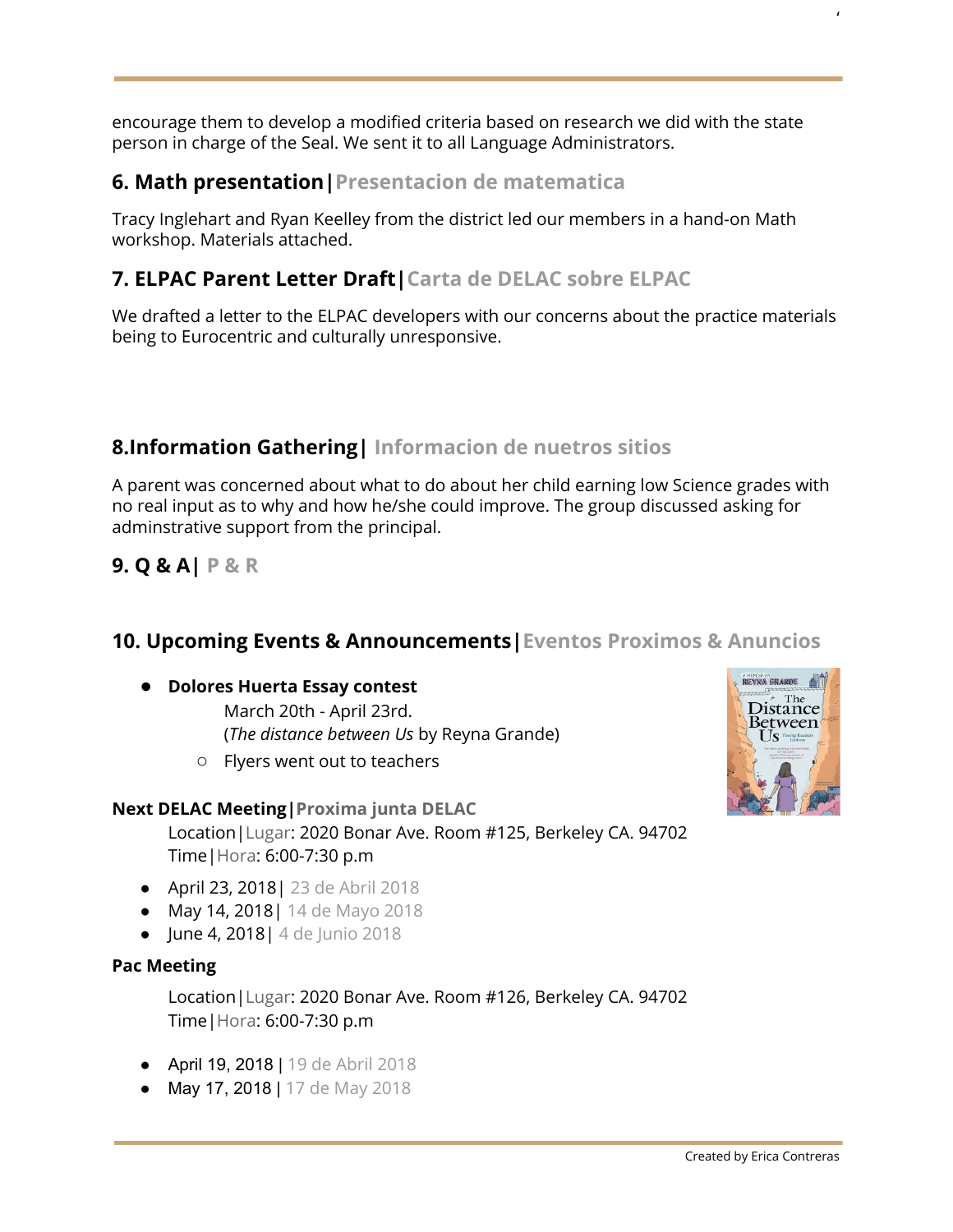encourage them to develop a modified criteria based on research we did with the state person in charge of the Seal. We sent it to all Language Administrators.

## 6. Math presentation|Presentacion de matematica

Tracy Inglehart and Ryan Keelley from the district led our members in a hand-on Math workshop. Materials attached.

## 7. ELPAC Parent Letter Draft|Carta de DELAC sobre ELPAC

We drafted a letter to the ELPAC developers with our concerns about the practice materials being to Eurocentric and culturally unresponsive.

## 8.Information Gathering| Informacion de nuetros sitios

A parent was concerned about what to do about her child earning low Science grades with no real input as to why and how he/she could improve. The group discussed asking for adminstrative support from the principal.

## 9. Q & A| P & R

## 10. Upcoming Events & Announcements|Eventos Proximos & Anuncios

- **Dolores Huerta Essay contest**
  March 20th - April 23rd.
  (*The distance between Us* by Reyna Grande)
  - Flyers went out to teachers

**Next DELAC Meeting|Proxima junta DELAC**

Location|Lugar: 2020 Bonar Ave. Room #125, Berkeley CA. 94702
Time|Hora: 6:00-7:30 p.m

- April 23, 2018| 23 de Abril 2018
- May 14, 2018| 14 de Mayo 2018
- June 4, 2018| 4 de Junio 2018

**Pac Meeting**

Location|Lugar: 2020 Bonar Ave. Room #126, Berkeley CA. 94702
Time|Hora: 6:00-7:30 p.m

- April 19, 2018 | 19 de Abril 2018
- May 17, 2018 | 17 de May 2018

Created by Erica Contreras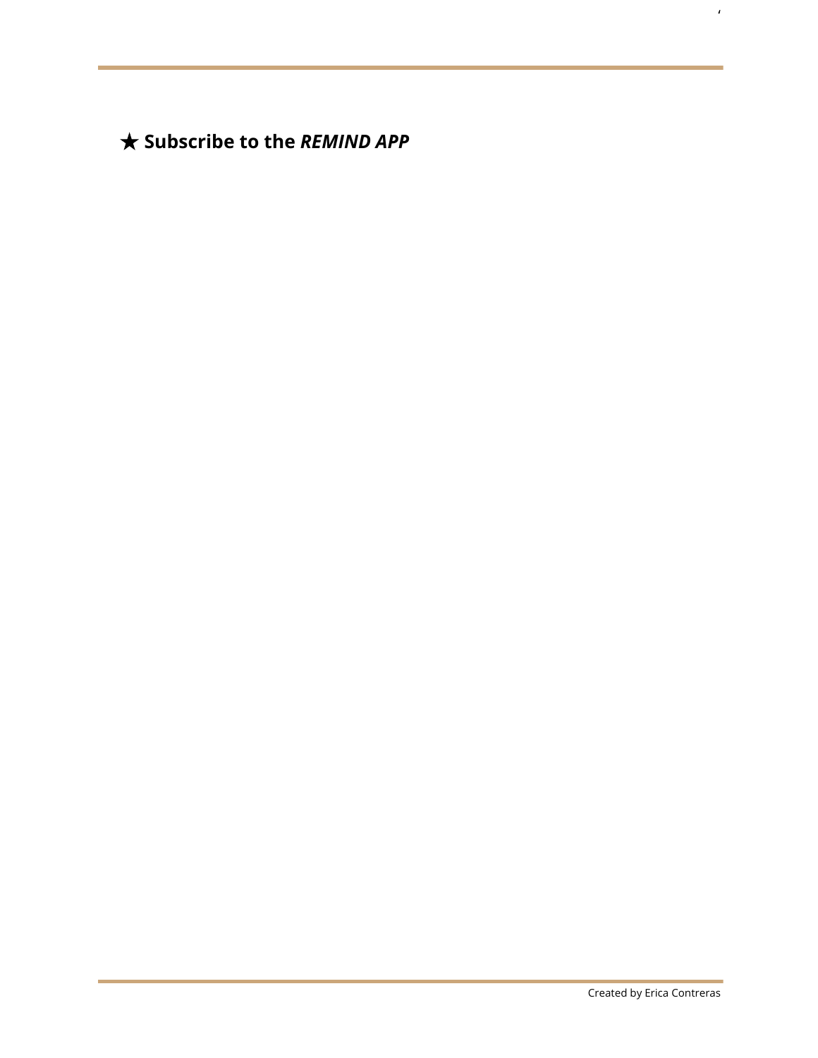★ **Subscribe to the *REMIND APP***